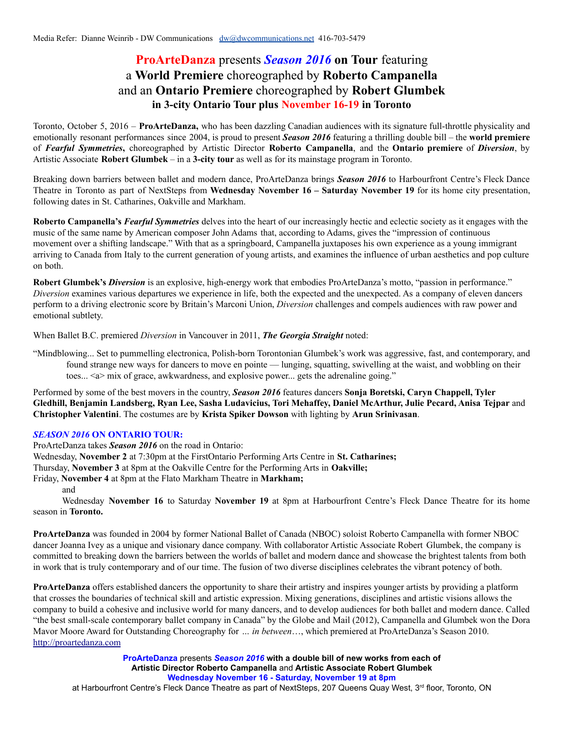Media Refer: Dianne Weinrib - DW Communications dw@dwcommunications.net 416-703-5479

# **ProArteDanza** presents ***Season 2016*** **on Tour** featuring a **World Premiere** choreographed by **Roberto Campanella** and an **Ontario Premiere** choreographed by **Robert Glumbek**

## **in 3-city Ontario Tour plus November 16-19 in Toronto**

Toronto, October 5, 2016 – **ProArteDanza,** who has been dazzling Canadian audiences with its signature full-throttle physicality and emotionally resonant performances since 2004, is proud to present ***Season 2016*** featuring a thrilling double bill – the **world premiere** of ***Fearful Symmetries*****,** choreographed by Artistic Director **Roberto Campanella**, and the **Ontario premiere** of ***Diversion***, by Artistic Associate **Robert Glumbek** – in a **3-city tour** as well as for its mainstage program in Toronto.

Breaking down barriers between ballet and modern dance, ProArteDanza brings ***Season 2016*** to Harbourfront Centre's Fleck Dance Theatre in Toronto as part of NextSteps from **Wednesday November 16 – Saturday November 19** for its home city presentation, following dates in St. Catharines, Oakville and Markham.

**Roberto Campanella's *Fearful Symmetries*** delves into the heart of our increasingly hectic and eclectic society as it engages with the music of the same name by American composer John Adams that, according to Adams, gives the "impression of continuous movement over a shifting landscape." With that as a springboard, Campanella juxtaposes his own experience as a young immigrant arriving to Canada from Italy to the current generation of young artists, and examines the influence of urban aesthetics and pop culture on both.

**Robert Glumbek's *Diversion*** is an explosive, high-energy work that embodies ProArteDanza's motto, "passion in performance." *Diversion* examines various departures we experience in life, both the expected and the unexpected. As a company of eleven dancers perform to a driving electronic score by Britain's Marconi Union, *Diversion* challenges and compels audiences with raw power and emotional subtlety.

When Ballet B.C. premiered *Diversion* in Vancouver in 2011, ***The Georgia Straight*** noted:

> "Mindblowing... Set to pummelling electronica, Polish-born Torontonian Glumbek's work was aggressive, fast, and contemporary, and found strange new ways for dancers to move en pointe — lunging, squatting, swivelling at the waist, and wobbling on their toes... <a> mix of grace, awkwardness, and explosive power... gets the adrenaline going."

Performed by some of the best movers in the country, ***Season 2016*** features dancers **Sonja Boretski, Caryn Chappell, Tyler Gledhill, Benjamin Landsberg, Ryan Lee, Sasha Ludavicius, Tori Mehaffey, Daniel McArthur, Julie Pecard, Anisa Tejpar** and **Christopher Valentini**. The costumes are by **Krista Spiker Dowson** with lighting by **Arun Srinivasan**.

### ***SEASON 2016*** **ON ONTARIO TOUR:**

ProArteDanza takes ***Season 2016*** on the road in Ontario:
Wednesday, **November 2** at 7:30pm at the FirstOntario Performing Arts Centre in **St. Catharines;**
Thursday, **November 3** at 8pm at the Oakville Centre for the Performing Arts in **Oakville;**
Friday, **November 4** at 8pm at the Flato Markham Theatre in **Markham;**
and
Wednesday **November 16** to Saturday **November 19** at 8pm at Harbourfront Centre's Fleck Dance Theatre for its home season in **Toronto.**

**ProArteDanza** was founded in 2004 by former National Ballet of Canada (NBOC) soloist Roberto Campanella with former NBOC dancer Joanna Ivey as a unique and visionary dance company. With collaborator Artistic Associate Robert Glumbek, the company is committed to breaking down the barriers between the worlds of ballet and modern dance and showcase the brightest talents from both in work that is truly contemporary and of our time. The fusion of two diverse disciplines celebrates the vibrant potency of both.

**ProArteDanza** offers established dancers the opportunity to share their artistry and inspires younger artists by providing a platform that crosses the boundaries of technical skill and artistic expression. Mixing generations, disciplines and artistic visions allows the company to build a cohesive and inclusive world for many dancers, and to develop audiences for both ballet and modern dance. Called "the best small-scale contemporary ballet company in Canada" by the Globe and Mail (2012), Campanella and Glumbek won the Dora Mavor Moore Award for Outstanding Choreography for *… in between*…, which premiered at ProArteDanza's Season 2010.
http://proartedanza.com

**ProArteDanza** presents ***Season 2016*** **with a double bill of new works from each of Artistic Director Roberto Campanella** and **Artistic Associate Robert Glumbek**
**Wednesday November 16 - Saturday, November 19 at 8pm**
at Harbourfront Centre's Fleck Dance Theatre as part of NextSteps, 207 Queens Quay West, 3rd floor, Toronto, ON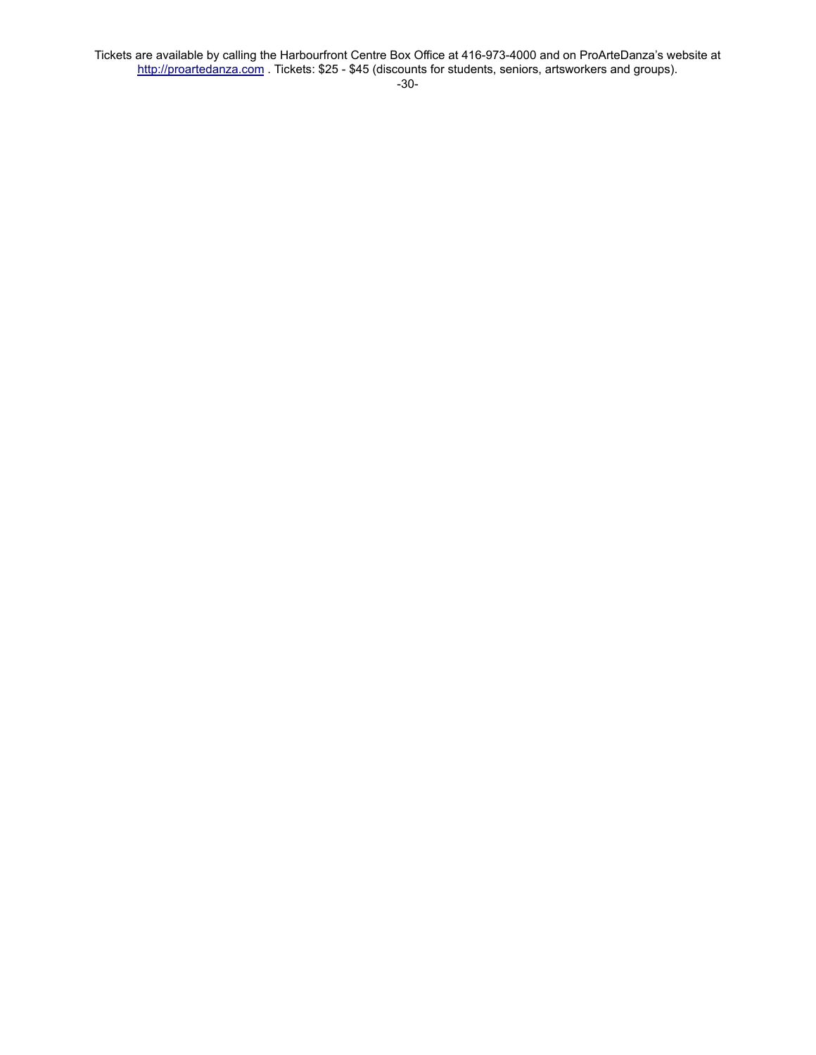Tickets are available by calling the Harbourfront Centre Box Office at 416-973-4000 and on ProArteDanza's website at [http://proartedanza.com](http://proartedanza.com) . Tickets: $25 - $45 (discounts for students, seniors, artsworkers and groups).

-30-